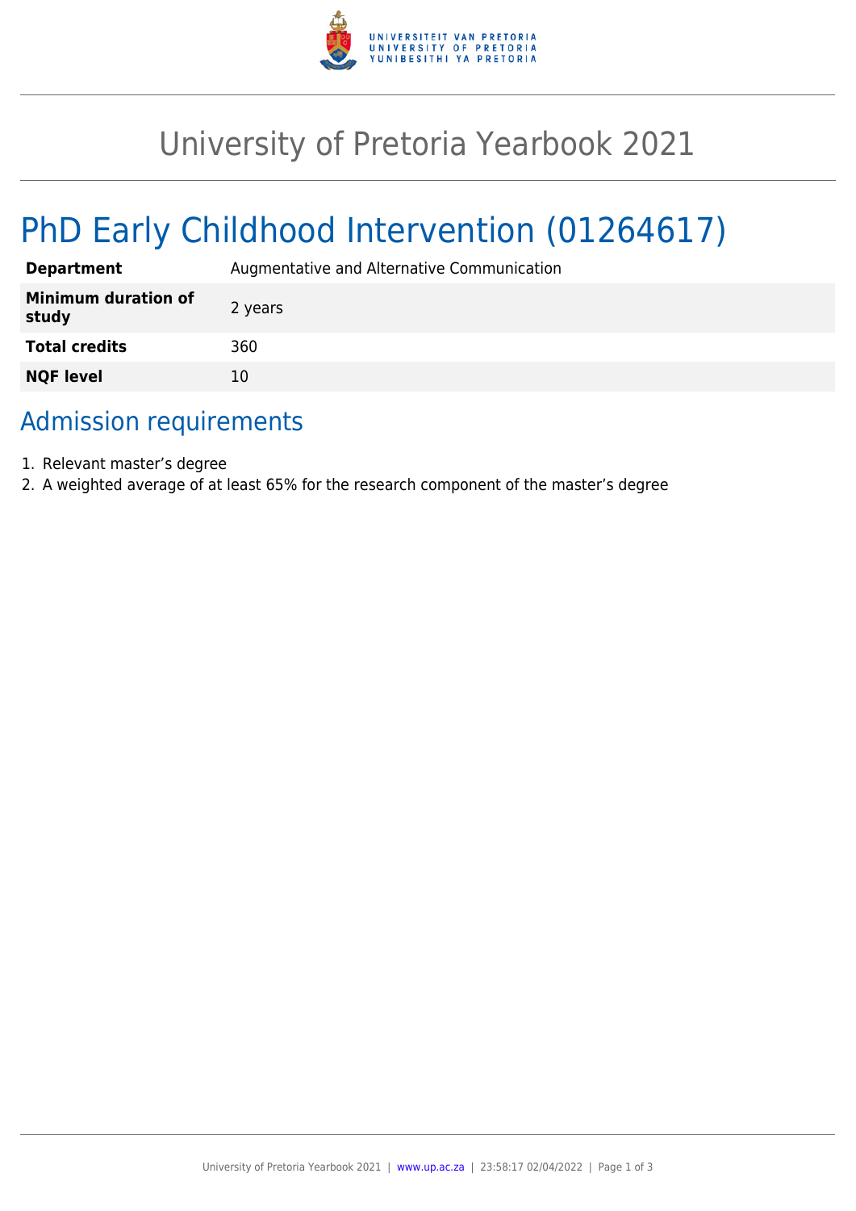# University of Pretoria Yearbook 2021

## PhD Early Childhood Intervention (01264617)

| | |
|---|---|
| **Department** | Augmentative and Alternative Communication |
| **Minimum duration of study** | 2 years |
| **Total credits** | 360 |
| **NQF level** | 10 |

## Admission requirements

1. Relevant master’s degree
2. A weighted average of at least 65% for the research component of the master’s degree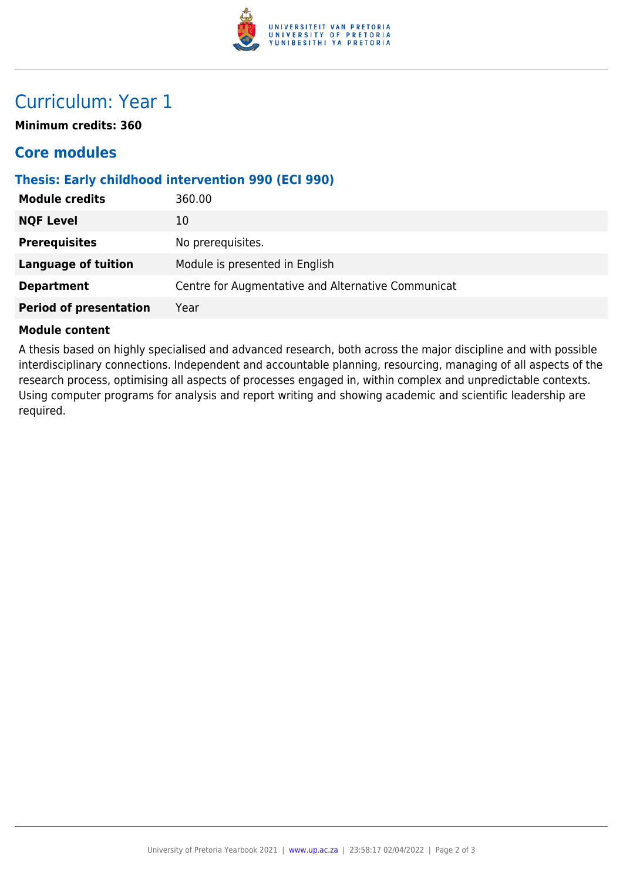# Curriculum: Year 1

**Minimum credits: 360**

## Core modules

### Thesis: Early childhood intervention 990 (ECI 990)

| | |
|---|---|
| **Module credits** | 360.00 |
| **NQF Level** | 10 |
| **Prerequisites** | No prerequisites. |
| **Language of tuition** | Module is presented in English |
| **Department** | Centre for Augmentative and Alternative Communicat |
| **Period of presentation** | Year |

**Module content**

A thesis based on highly specialised and advanced research, both across the major discipline and with possible interdisciplinary connections. Independent and accountable planning, resourcing, managing of all aspects of the research process, optimising all aspects of processes engaged in, within complex and unpredictable contexts. Using computer programs for analysis and report writing and showing academic and scientific leadership are required.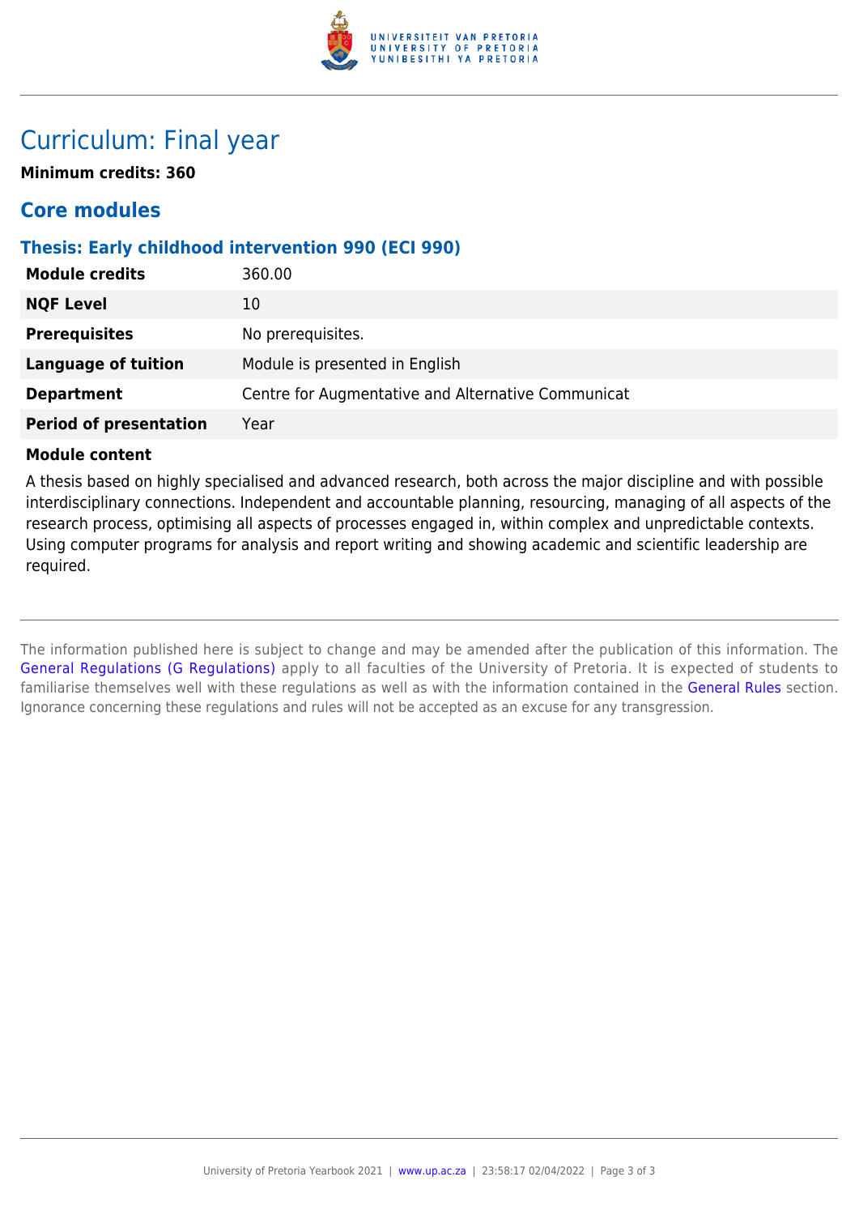# Curriculum: Final year

**Minimum credits: 360**

## Core modules

### Thesis: Early childhood intervention 990 (ECI 990)

| | |
|---|---|
| **Module credits** | 360.00 |
| **NQF Level** | 10 |
| **Prerequisites** | No prerequisites. |
| **Language of tuition** | Module is presented in English |
| **Department** | Centre for Augmentative and Alternative Communicat |
| **Period of presentation** | Year |

**Module content**

A thesis based on highly specialised and advanced research, both across the major discipline and with possible interdisciplinary connections. Independent and accountable planning, resourcing, managing of all aspects of the research process, optimising all aspects of processes engaged in, within complex and unpredictable contexts. Using computer programs for analysis and report writing and showing academic and scientific leadership are required.

The information published here is subject to change and may be amended after the publication of this information. The General Regulations (G Regulations) apply to all faculties of the University of Pretoria. It is expected of students to familiarise themselves well with these regulations as well as with the information contained in the General Rules section. Ignorance concerning these regulations and rules will not be accepted as an excuse for any transgression.